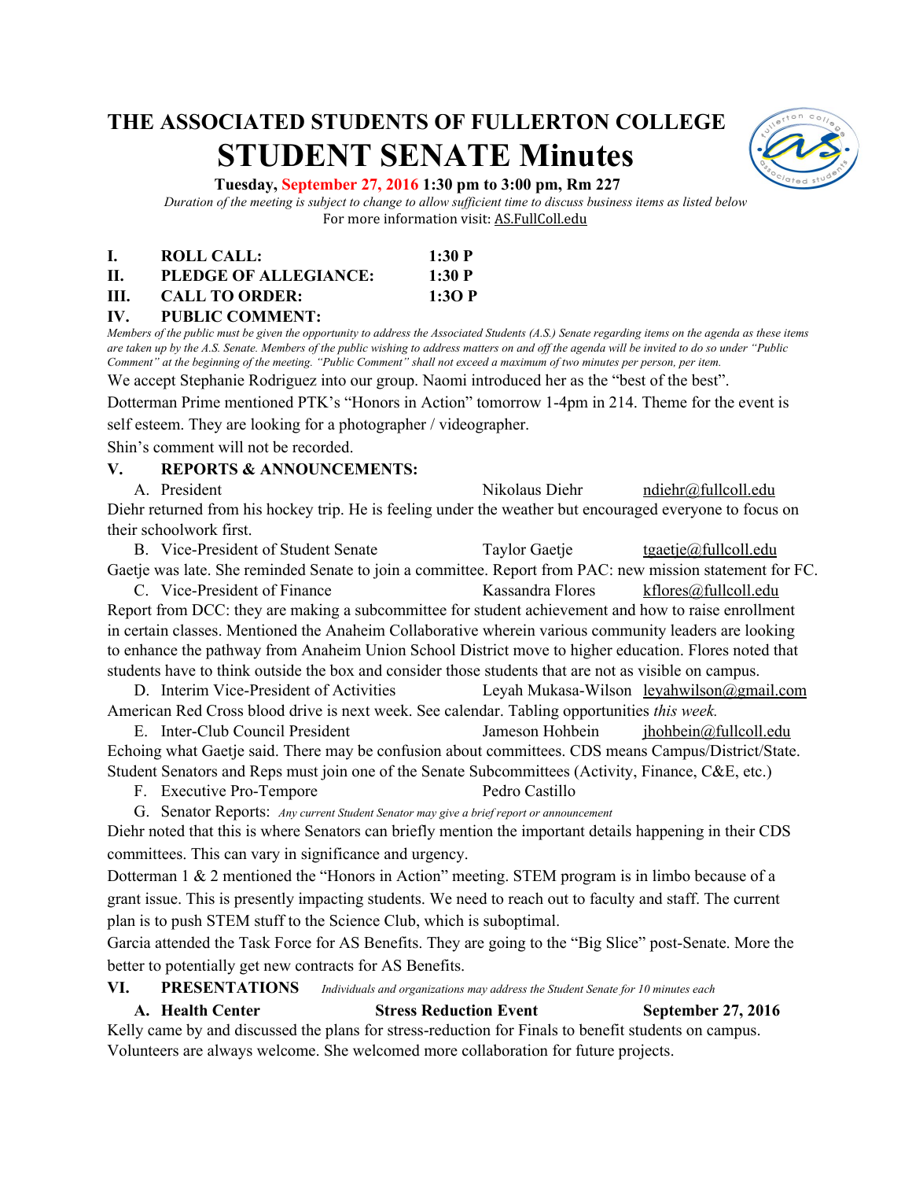# THE ASSOCIATED STUDENTS OF FULLERTON COLLEGE

# STUDENT SENATE Minutes

**Tuesday, September 27, 2016 1:30 pm to 3:00 pm, Rm 227**

*Duration of the meeting is subject to change to allow sufficient time to discuss business items as listed below*

For more information visit: AS.FullColl.edu

**I. ROLL CALL: 1:30 P**

**II. PLEDGE OF ALLEGIANCE: 1:30 P**

**III. CALL TO ORDER: 1:3O P**

**IV. PUBLIC COMMENT:**

*Members of the public must be given the opportunity to address the Associated Students (A.S.) Senate regarding items on the agenda as these items are taken up by the A.S. Senate. Members of the public wishing to address matters on and off the agenda will be invited to do so under "Public Comment" at the beginning of the meeting. "Public Comment" shall not exceed a maximum of two minutes per person, per item.*

We accept Stephanie Rodriguez into our group. Naomi introduced her as the "best of the best".

Dotterman Prime mentioned PTK's "Honors in Action" tomorrow 1-4pm in 214. Theme for the event is self esteem. They are looking for a photographer / videographer.

Shin's comment will not be recorded.

**V. REPORTS & ANNOUNCEMENTS:**

A. President — Nikolaus Diehr — ndiehr@fullcoll.edu

Diehr returned from his hockey trip. He is feeling under the weather but encouraged everyone to focus on their schoolwork first.

B. Vice-President of Student Senate — Taylor Gaetje — tgaetje@fullcoll.edu

Gaetje was late. She reminded Senate to join a committee. Report from PAC: new mission statement for FC.

C. Vice-President of Finance — Kassandra Flores — kflores@fullcoll.edu

Report from DCC: they are making a subcommittee for student achievement and how to raise enrollment in certain classes. Mentioned the Anaheim Collaborative wherein various community leaders are looking to enhance the pathway from Anaheim Union School District move to higher education. Flores noted that students have to think outside the box and consider those students that are not as visible on campus.

D. Interim Vice-President of Activities — Leyah Mukasa-Wilson — leyahwilson@gmail.com

American Red Cross blood drive is next week. See calendar. Tabling opportunities *this week.*

E. Inter-Club Council President — Jameson Hohbein — jhohbein@fullcoll.edu

Echoing what Gaetje said. There may be confusion about committees. CDS means Campus/District/State. Student Senators and Reps must join one of the Senate Subcommittees (Activity, Finance, C&E, etc.)

F. Executive Pro-Tempore — Pedro Castillo

G. Senator Reports: *Any current Student Senator may give a brief report or announcement*

Diehr noted that this is where Senators can briefly mention the important details happening in their CDS committees. This can vary in significance and urgency.

Dotterman 1 & 2 mentioned the "Honors in Action" meeting. STEM program is in limbo because of a grant issue. This is presently impacting students. We need to reach out to faculty and staff. The current plan is to push STEM stuff to the Science Club, which is suboptimal.

Garcia attended the Task Force for AS Benefits. They are going to the "Big Slice" post-Senate. More the better to potentially get new contracts for AS Benefits.

**VI. PRESENTATIONS** *Individuals and organizations may address the Student Senate for 10 minutes each*

**A. Health Center — Stress Reduction Event — September 27, 2016**

Kelly came by and discussed the plans for stress-reduction for Finals to benefit students on campus. Volunteers are always welcome. She welcomed more collaboration for future projects.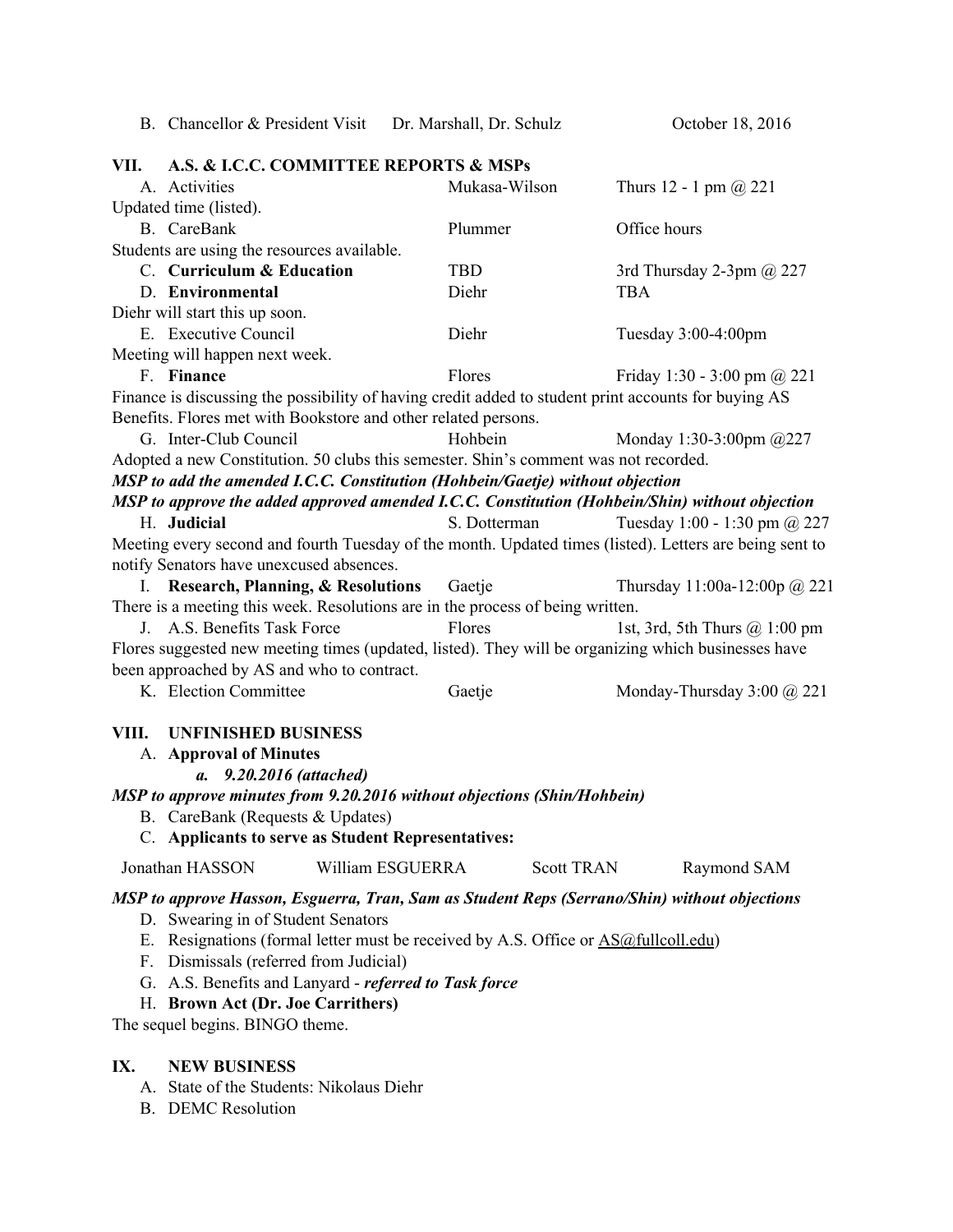B. Chancellor & President Visit    Dr. Marshall, Dr. Schulz    October 18, 2016

## VII. A.S. & I.C.C. COMMITTEE REPORTS & MSPs

A. Activities    Mukasa-Wilson    Thurs 12 - 1 pm @ 221

Updated time (listed).

B. CareBank    Plummer    Office hours

Students are using the resources available.

C. **Curriculum & Education**    TBD    3rd Thursday 2-3pm @ 227

D. **Environmental**    Diehr    TBA

Diehr will start this up soon.

E. Executive Council    Diehr    Tuesday 3:00-4:00pm

Meeting will happen next week.

F. **Finance**    Flores    Friday 1:30 - 3:00 pm @ 221

Finance is discussing the possibility of having credit added to student print accounts for buying AS Benefits. Flores met with Bookstore and other related persons.

G. Inter-Club Council    Hohbein    Monday 1:30-3:00pm @227

Adopted a new Constitution. 50 clubs this semester. Shin's comment was not recorded.

***MSP to add the amended I.C.C. Constitution (Hohbein/Gaetje) without objection***

***MSP to approve the added approved amended I.C.C. Constitution (Hohbein/Shin) without objection***

H. **Judicial**    S. Dotterman    Tuesday 1:00 - 1:30 pm @ 227

Meeting every second and fourth Tuesday of the month. Updated times (listed). Letters are being sent to notify Senators have unexcused absences.

I. **Research, Planning, & Resolutions**    Gaetje    Thursday 11:00a-12:00p @ 221

There is a meeting this week. Resolutions are in the process of being written.

J. A.S. Benefits Task Force    Flores    1st, 3rd, 5th Thurs @ 1:00 pm

Flores suggested new meeting times (updated, listed). They will be organizing which businesses have been approached by AS and who to contract.

K. Election Committee    Gaetje    Monday-Thursday 3:00 @ 221

## VIII. UNFINISHED BUSINESS

A. **Approval of Minutes**

*a.* ***9.20.2016 (attached)***

***MSP to approve minutes from 9.20.2016 without objections (Shin/Hohbein)***

B. CareBank (Requests & Updates)

C. **Applicants to serve as Student Representatives:**

Jonathan HASSON    William ESGUERRA    Scott TRAN    Raymond SAM

***MSP to approve Hasson, Esguerra, Tran, Sam as Student Reps (Serrano/Shin) without objections***

D. Swearing in of Student Senators

E. Resignations (formal letter must be received by A.S. Office or AS@fullcoll.edu)

F. Dismissals (referred from Judicial)

G. A.S. Benefits and Lanyard - ***referred to Task force***

H. **Brown Act (Dr. Joe Carrithers)**

The sequel begins. BINGO theme.

## IX. NEW BUSINESS

A. State of the Students: Nikolaus Diehr

B. DEMC Resolution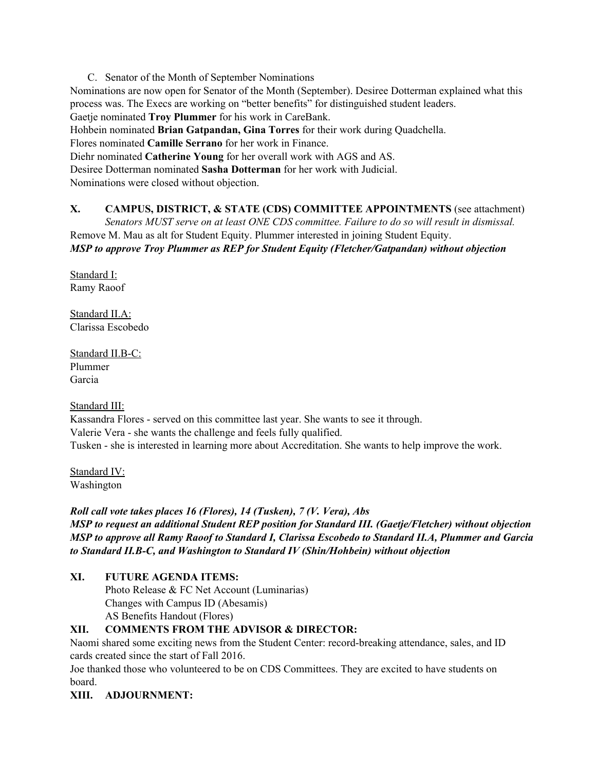C. Senator of the Month of September Nominations

Nominations are now open for Senator of the Month (September). Desiree Dotterman explained what this process was. The Execs are working on "better benefits" for distinguished student leaders.
Gaetje nominated **Troy Plummer** for his work in CareBank.
Hohbein nominated **Brian Gatpandan, Gina Torres** for their work during Quadchella.
Flores nominated **Camille Serrano** for her work in Finance.
Diehr nominated **Catherine Young** for her overall work with AGS and AS.
Desiree Dotterman nominated **Sasha Dotterman** for her work with Judicial.
Nominations were closed without objection.

## X. CAMPUS, DISTRICT, & STATE (CDS) COMMITTEE APPOINTMENTS (see attachment)

*Senators MUST serve on at least ONE CDS committee. Failure to do so will result in dismissal.*

Remove M. Mau as alt for Student Equity. Plummer interested in joining Student Equity.
***MSP to approve Troy Plummer as REP for Student Equity (Fletcher/Gatpandan) without objection***

Standard I:
Ramy Raoof

Standard II.A:
Clarissa Escobedo

Standard II.B-C:
Plummer
Garcia

Standard III:
Kassandra Flores - served on this committee last year. She wants to see it through.
Valerie Vera - she wants the challenge and feels fully qualified.
Tusken - she is interested in learning more about Accreditation. She wants to help improve the work.

Standard IV:
Washington

***Roll call vote takes places 16 (Flores), 14 (Tusken), 7 (V. Vera), Abs***
***MSP to request an additional Student REP position for Standard III. (Gaetje/Fletcher) without objection***
***MSP to approve all Ramy Raoof to Standard I, Clarissa Escobedo to Standard II.A, Plummer and Garcia to Standard II.B-C, and Washington to Standard IV (Shin/Hohbein) without objection***

## XI. FUTURE AGENDA ITEMS:

Photo Release & FC Net Account (Luminarias)
Changes with Campus ID (Abesamis)
AS Benefits Handout (Flores)

## XII. COMMENTS FROM THE ADVISOR & DIRECTOR:

Naomi shared some exciting news from the Student Center: record-breaking attendance, sales, and ID cards created since the start of Fall 2016.
Joe thanked those who volunteered to be on CDS Committees. They are excited to have students on board.

## XIII. ADJOURNMENT: